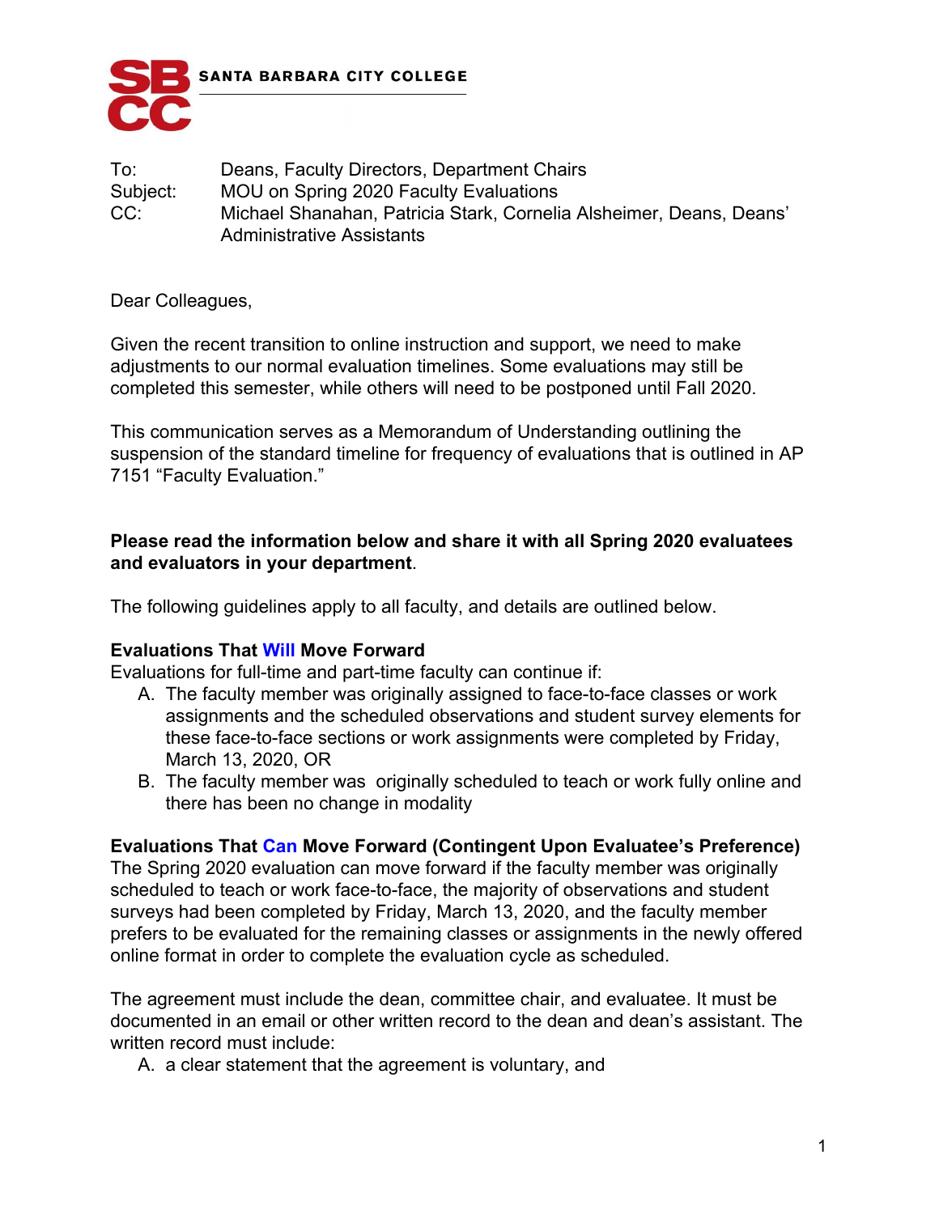SANTA BARBARA CITY COLLEGE

To: Deans, Faculty Directors, Department Chairs
Subject: MOU on Spring 2020 Faculty Evaluations
CC: Michael Shanahan, Patricia Stark, Cornelia Alsheimer, Deans, Deans' Administrative Assistants

Dear Colleagues,

Given the recent transition to online instruction and support, we need to make adjustments to our normal evaluation timelines. Some evaluations may still be completed this semester, while others will need to be postponed until Fall 2020.

This communication serves as a Memorandum of Understanding outlining the suspension of the standard timeline for frequency of evaluations that is outlined in AP 7151 "Faculty Evaluation."

**Please read the information below and share it with all Spring 2020 evaluatees and evaluators in your department**.

The following guidelines apply to all faculty, and details are outlined below.

**Evaluations That Will Move Forward**

Evaluations for full-time and part-time faculty can continue if:

A. The faculty member was originally assigned to face-to-face classes or work assignments and the scheduled observations and student survey elements for these face-to-face sections or work assignments were completed by Friday, March 13, 2020, OR
B. The faculty member was originally scheduled to teach or work fully online and there has been no change in modality

**Evaluations That Can Move Forward (Contingent Upon Evaluatee's Preference)**

The Spring 2020 evaluation can move forward if the faculty member was originally scheduled to teach or work face-to-face, the majority of observations and student surveys had been completed by Friday, March 13, 2020, and the faculty member prefers to be evaluated for the remaining classes or assignments in the newly offered online format in order to complete the evaluation cycle as scheduled.

The agreement must include the dean, committee chair, and evaluatee. It must be documented in an email or other written record to the dean and dean's assistant. The written record must include:

A. a clear statement that the agreement is voluntary, and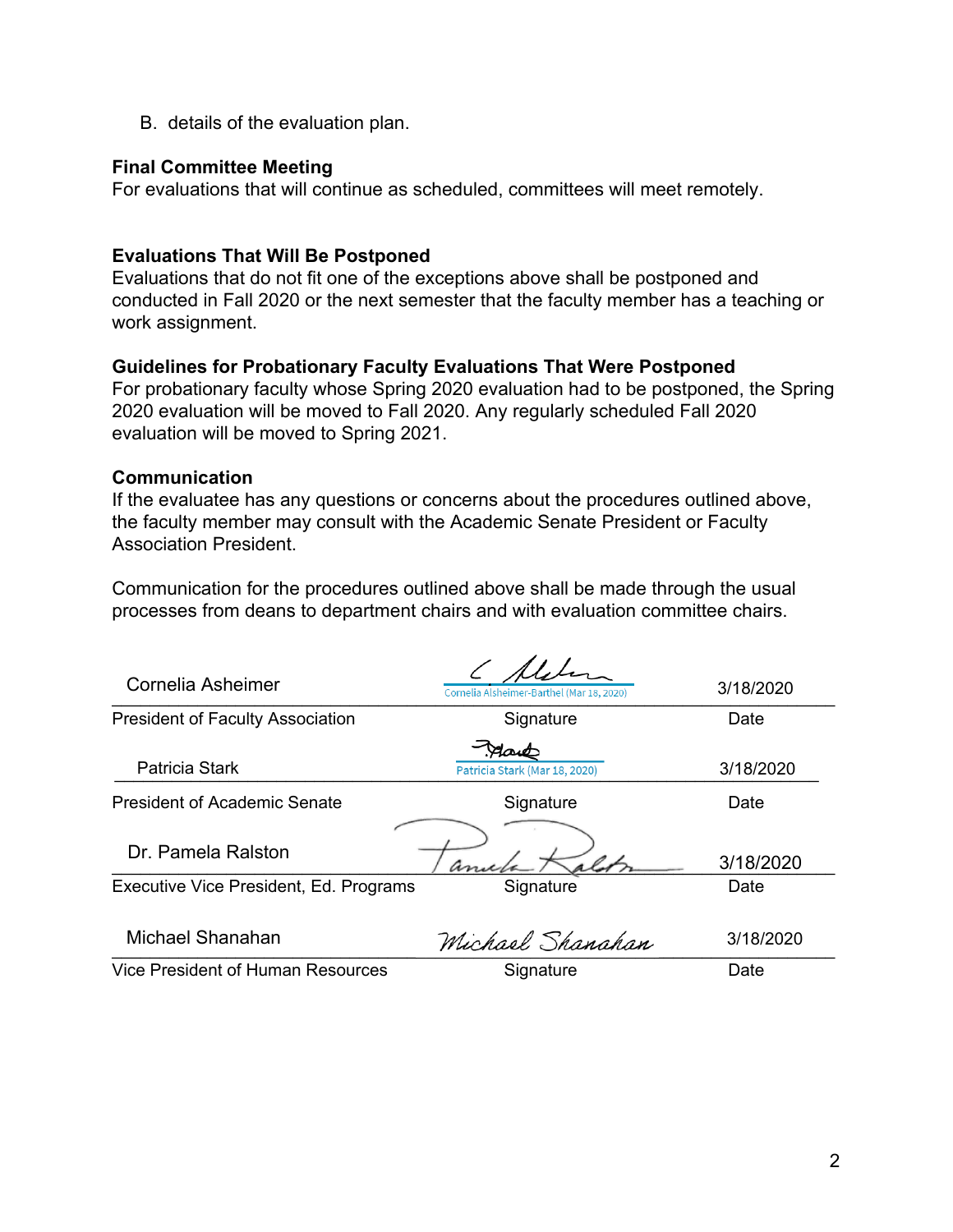B. details of the evaluation plan.

**Final Committee Meeting**
For evaluations that will continue as scheduled, committees will meet remotely.

**Evaluations That Will Be Postponed**
Evaluations that do not fit one of the exceptions above shall be postponed and conducted in Fall 2020 or the next semester that the faculty member has a teaching or work assignment.

**Guidelines for Probationary Faculty Evaluations That Were Postponed**
For probationary faculty whose Spring 2020 evaluation had to be postponed, the Spring 2020 evaluation will be moved to Fall 2020. Any regularly scheduled Fall 2020 evaluation will be moved to Spring 2021.

**Communication**
If the evaluatee has any questions or concerns about the procedures outlined above, the faculty member may consult with the Academic Senate President or Faculty Association President.

Communication for the procedures outlined above shall be made through the usual processes from deans to department chairs and with evaluation committee chairs.

| | | |
|---|---|---|
| Cornelia Asheimer | Cornelia Alsheimer-Barthel (Mar 18, 2020) | 3/18/2020 |
| President of Faculty Association | Signature | Date |
| Patricia Stark | Patricia Stark (Mar 18, 2020) | 3/18/2020 |
| President of Academic Senate | Signature | Date |
| Dr. Pamela Ralston | Pamela Ralston | 3/18/2020 |
| Executive Vice President, Ed. Programs | Signature | Date |
| Michael Shanahan | Michael Shanahan | 3/18/2020 |
| Vice President of Human Resources | Signature | Date |